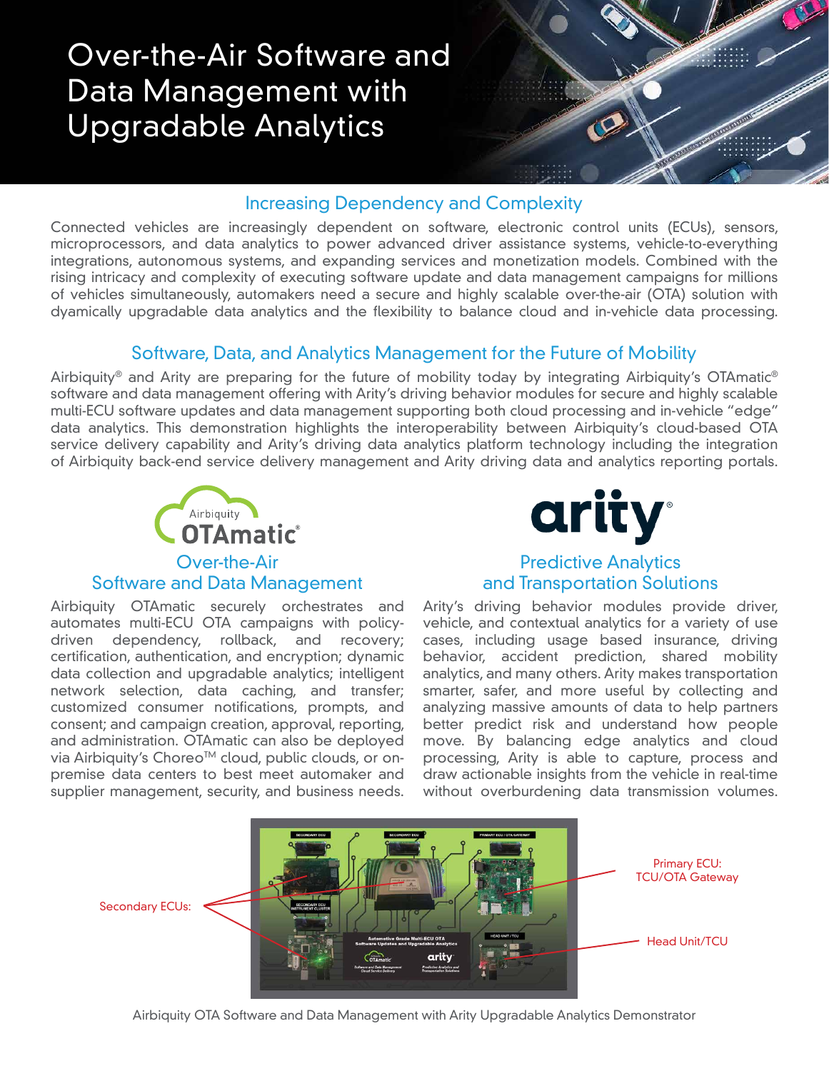# Over-the-Air Software and Data Management with Upgradable Analytics

## Increasing Dependency and Complexity

Connected vehicles are increasingly dependent on software, electronic control units (ECUs), sensors, microprocessors, and data analytics to power advanced driver assistance systems, vehicle-to-everything integrations, autonomous systems, and expanding services and monetization models. Combined with the rising intricacy and complexity of executing software update and data management campaigns for millions of vehicles simultaneously, automakers need a secure and highly scalable over-the-air (OTA) solution with dyamically upgradable data analytics and the flexibility to balance cloud and in-vehicle data processing.

## Software, Data, and Analytics Management for the Future of Mobility

Airbiquity® and Arity are preparing for the future of mobility today by integrating Airbiquity's OTAmatic® software and data management offering with Arity's driving behavior modules for secure and highly scalable multi-ECU software updates and data management supporting both cloud processing and in-vehicle "edge" data analytics. This demonstration highlights the interoperability between Airbiquity's cloud-based OTA service delivery capability and Arity's driving data analytics platform technology including the integration of Airbiquity back-end service delivery management and Arity driving data and analytics reporting portals.

### Over-the-Air Software and Data Management

Airbiquity OTAmatic securely orchestrates and automates multi-ECU OTA campaigns with policy-driven dependency, rollback, and recovery; certification, authentication, and encryption; dynamic data collection and upgradable analytics; intelligent network selection, data caching, and transfer; customized consumer notifications, prompts, and consent; and campaign creation, approval, reporting, and administration. OTAmatic can also be deployed via Airbiquity's Choreo™ cloud, public clouds, or on-premise data centers to best meet automaker and supplier management, security, and business needs.

### Predictive Analytics and Transportation Solutions

Arity's driving behavior modules provide driver, vehicle, and contextual analytics for a variety of use cases, including usage based insurance, driving behavior, accident prediction, shared mobility analytics, and many others. Arity makes transportation smarter, safer, and more useful by collecting and analyzing massive amounts of data to help partners better predict risk and understand how people move. By balancing edge analytics and cloud processing, Arity is able to capture, process and draw actionable insights from the vehicle in real-time without overburdening data transmission volumes.

Secondary ECUs:

Primary ECU: TCU/OTA Gateway

Head Unit/TCU

Airbiquity OTA Software and Data Management with Arity Upgradable Analytics Demonstrator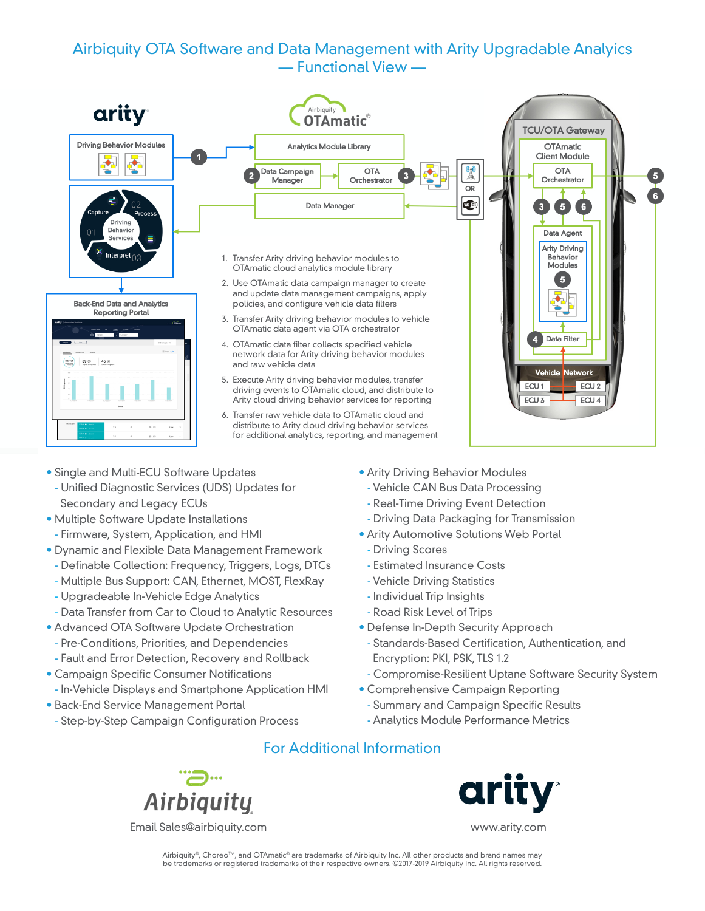# Airbiquity OTA Software and Data Management with Arity Upgradable Analytics — Functional View —

arity

Driving Behavior Modules

Airbiquity OTAmatic

Analytics Module Library

Data Campaign Manager

OTA Orchestrator

Data Manager

Capture 01 · Process 02 · Interpret 03 · Driving Behavior Services

Back-End Data and Analytics Reporting Portal

OR

TCU/OTA Gateway

OTAmatic Client Module

OTA Orchestrator

Data Agent

Arity Driving Behavior Modules

Data Filter

Vehicle Network

ECU 1 · ECU 2 · ECU 3 · ECU 4

1. Transfer Arity driving behavior modules to OTAmatic cloud analytics module library
2. Use OTAmatic data campaign manager to create and update data management campaigns, apply policies, and configure vehicle data filters
3. Transfer Arity driving behavior modules to vehicle OTAmatic data agent via OTA orchestrator
4. OTAmatic data filter collects specified vehicle network data for Arity driving behavior modules and raw vehicle data
5. Execute Arity driving behavior modules, transfer driving events to OTAmatic cloud, and distribute to Arity cloud driving behavior services for reporting
6. Transfer raw vehicle data to OTAmatic cloud and distribute to Arity cloud driving behavior services for additional analytics, reporting, and management

- Single and Multi-ECU Software Updates
  - Unified Diagnostic Services (UDS) Updates for Secondary and Legacy ECUs
- Multiple Software Update Installations
  - Firmware, System, Application, and HMI
- Dynamic and Flexible Data Management Framework
  - Definable Collection: Frequency, Triggers, Logs, DTCs
  - Multiple Bus Support: CAN, Ethernet, MOST, FlexRay
  - Upgradeable In-Vehicle Edge Analytics
  - Data Transfer from Car to Cloud to Analytic Resources
- Advanced OTA Software Update Orchestration
  - Pre-Conditions, Priorities, and Dependencies
  - Fault and Error Detection, Recovery and Rollback
- Campaign Specific Consumer Notifications
  - In-Vehicle Displays and Smartphone Application HMI
- Back-End Service Management Portal
  - Step-by-Step Campaign Configuration Process
- Arity Driving Behavior Modules
  - Vehicle CAN Bus Data Processing
  - Real-Time Driving Event Detection
  - Driving Data Packaging for Transmission
- Arity Automotive Solutions Web Portal
  - Driving Scores
  - Estimated Insurance Costs
  - Vehicle Driving Statistics
  - Individual Trip Insights
  - Road Risk Level of Trips
- Defense In-Depth Security Approach
  - Standards-Based Certification, Authentication, and Encryption: PKI, PSK, TLS 1.2
  - Compromise-Resilient Uptane Software Security System
- Comprehensive Campaign Reporting
  - Summary and Campaign Specific Results
  - Analytics Module Performance Metrics

## For Additional Information

Airbiquity
Email Sales@airbiquity.com

arity
www.arity.com

Airbiquity®, Choreo™, and OTAmatic® are trademarks of Airbiquity Inc. All other products and brand names may be trademarks or registered trademarks of their respective owners. ©2017-2019 Airbiquity Inc. All rights reserved.